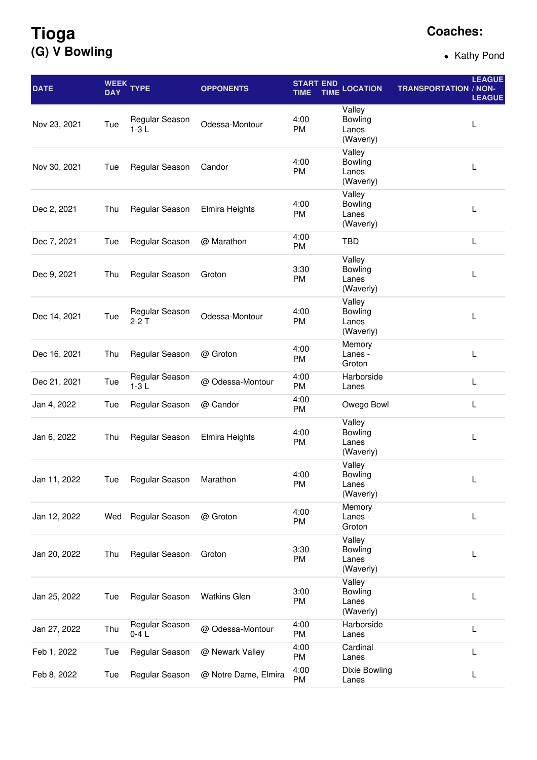# Tioga
## (G) V Bowling

**Coaches:**

- Kathy Pond

| DATE | WEEK DAY | TYPE | OPPONENTS | START TIME | END TIME | LOCATION | TRANSPORTATION | LEAGUE / NON-LEAGUE |
|---|---|---|---|---|---|---|---|---|
| Nov 23, 2021 | Tue | Regular Season 1-3 L | Odessa-Montour | 4:00 PM | | Valley Bowling Lanes (Waverly) | | L |
| Nov 30, 2021 | Tue | Regular Season | Candor | 4:00 PM | | Valley Bowling Lanes (Waverly) | | L |
| Dec 2, 2021 | Thu | Regular Season | Elmira Heights | 4:00 PM | | Valley Bowling Lanes (Waverly) | | L |
| Dec 7, 2021 | Tue | Regular Season | @ Marathon | 4:00 PM | | TBD | | L |
| Dec 9, 2021 | Thu | Regular Season | Groton | 3:30 PM | | Valley Bowling Lanes (Waverly) | | L |
| Dec 14, 2021 | Tue | Regular Season 2-2 T | Odessa-Montour | 4:00 PM | | Valley Bowling Lanes (Waverly) | | L |
| Dec 16, 2021 | Thu | Regular Season | @ Groton | 4:00 PM | | Memory Lanes - Groton | | L |
| Dec 21, 2021 | Tue | Regular Season 1-3 L | @ Odessa-Montour | 4:00 PM | | Harborside Lanes | | L |
| Jan 4, 2022 | Tue | Regular Season | @ Candor | 4:00 PM | | Owego Bowl | | L |
| Jan 6, 2022 | Thu | Regular Season | Elmira Heights | 4:00 PM | | Valley Bowling Lanes (Waverly) | | L |
| Jan 11, 2022 | Tue | Regular Season | Marathon | 4:00 PM | | Valley Bowling Lanes (Waverly) | | L |
| Jan 12, 2022 | Wed | Regular Season | @ Groton | 4:00 PM | | Memory Lanes - Groton | | L |
| Jan 20, 2022 | Thu | Regular Season | Groton | 3:30 PM | | Valley Bowling Lanes (Waverly) | | L |
| Jan 25, 2022 | Tue | Regular Season | Watkins Glen | 3:00 PM | | Valley Bowling Lanes (Waverly) | | L |
| Jan 27, 2022 | Thu | Regular Season 0-4 L | @ Odessa-Montour | 4:00 PM | | Harborside Lanes | | L |
| Feb 1, 2022 | Tue | Regular Season | @ Newark Valley | 4:00 PM | | Cardinal Lanes | | L |
| Feb 8, 2022 | Tue | Regular Season | @ Notre Dame, Elmira | 4:00 PM | | Dixie Bowling Lanes | | L |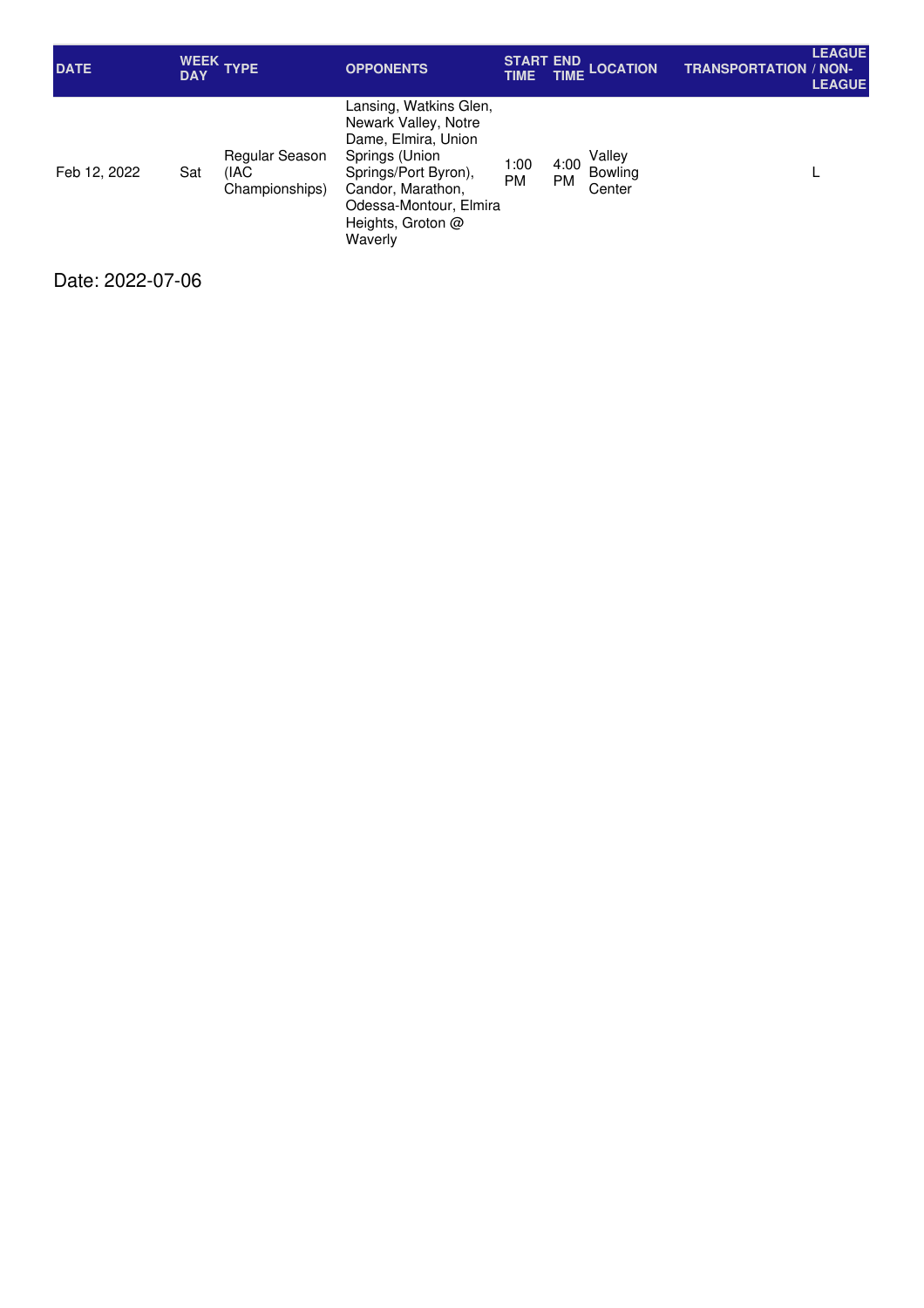| DATE | WEEK DAY | TYPE | OPPONENTS | START TIME | END TIME | LOCATION | TRANSPORTATION | LEAGUE / NON-LEAGUE |
| --- | --- | --- | --- | --- | --- | --- | --- | --- |
| Feb 12, 2022 | Sat | Regular Season (IAC Championships) | Lansing, Watkins Glen, Newark Valley, Notre Dame, Elmira, Union Springs (Union Springs/Port Byron), Candor, Marathon, Odessa-Montour, Elmira Heights, Groton @ Waverly | 1:00 PM | 4:00 PM | Valley Bowling Center | | L |

Date: 2022-07-06